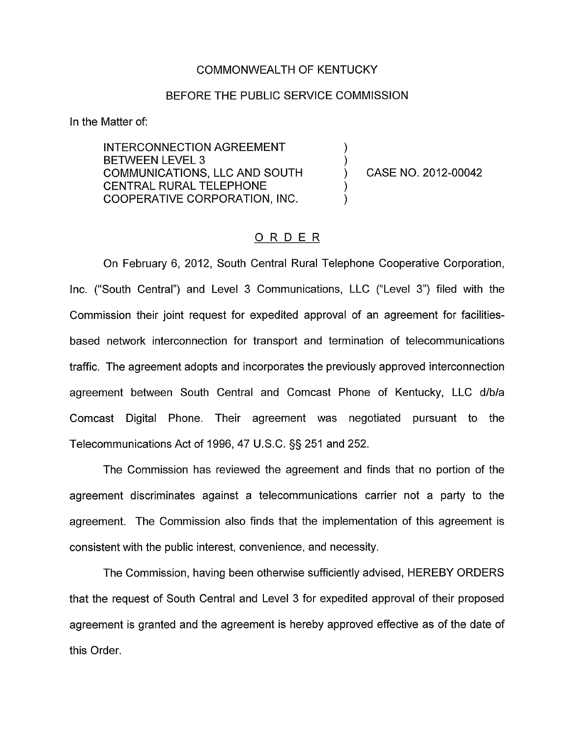COMMONWEALTH OF KENTUCKY

BEFORE THE PUBLIC SERVICE COMMISSION

In the Matter of:

INTERCONNECTION AGREEMENT BETWEEN LEVEL 3 COMMUNICATIONS, LLC AND SOUTH CENTRAL RURAL TELEPHONE COOPERATIVE CORPORATION, INC. ) CASE NO. 2012-00042

## ORDER

On February 6, 2012, South Central Rural Telephone Cooperative Corporation, Inc. ("South Central") and Level 3 Communications, LLC ("Level 3") filed with the Commission their joint request for expedited approval of an agreement for facilities-based network interconnection for transport and termination of telecommunications traffic. The agreement adopts and incorporates the previously approved interconnection agreement between South Central and Comcast Phone of Kentucky, LLC d/b/a Comcast Digital Phone. Their agreement was negotiated pursuant to the Telecommunications Act of 1996, 47 U.S.C. §§ 251 and 252.

The Commission has reviewed the agreement and finds that no portion of the agreement discriminates against a telecommunications carrier not a party to the agreement. The Commission also finds that the implementation of this agreement is consistent with the public interest, convenience, and necessity.

The Commission, having been otherwise sufficiently advised, HEREBY ORDERS that the request of South Central and Level 3 for expedited approval of their proposed agreement is granted and the agreement is hereby approved effective as of the date of this Order.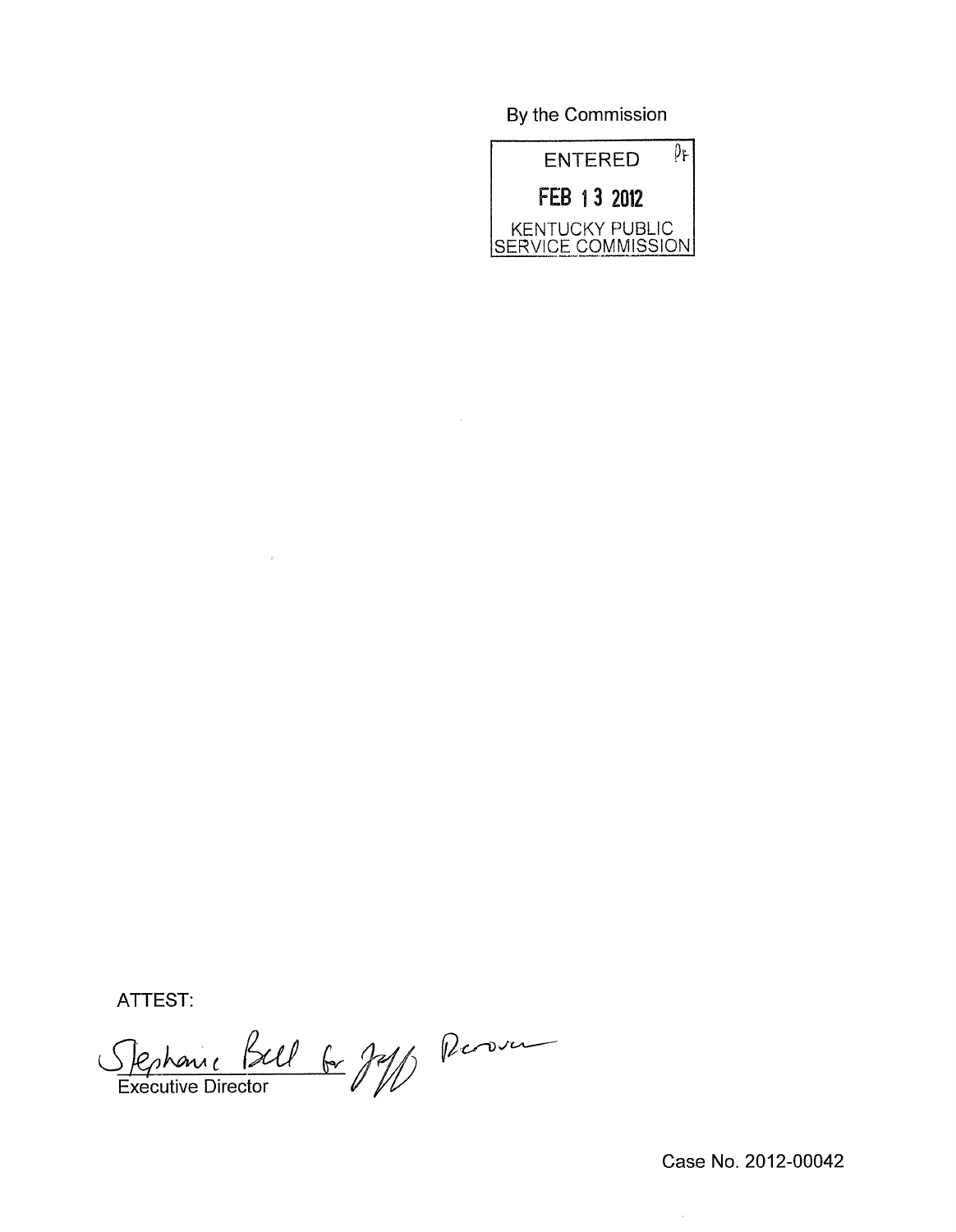By the Commission

ENTERED

FEB 13 2012

KENTUCKY PUBLIC SERVICE COMMISSION

ATTEST:

Stephanie Bell for Jeff Derouen

Executive Director

Case No. 2012-00042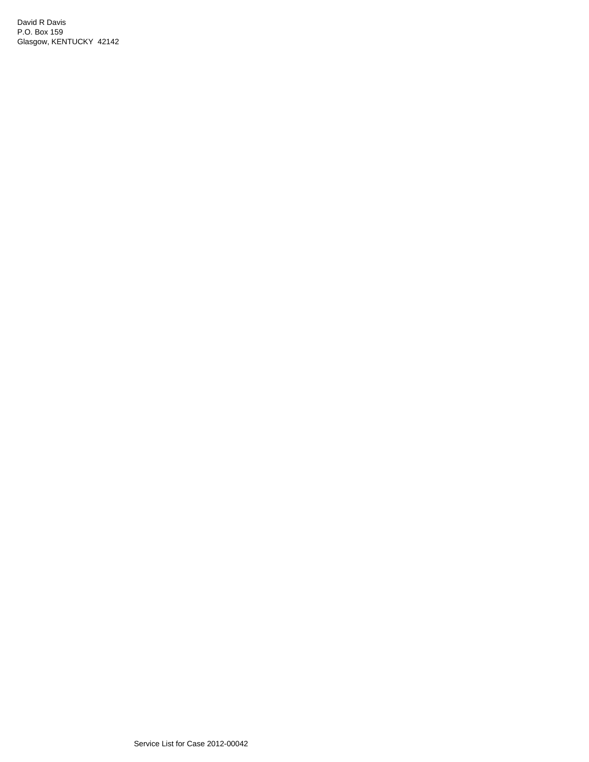David R Davis
P.O. Box 159
Glasgow, KENTUCKY  42142